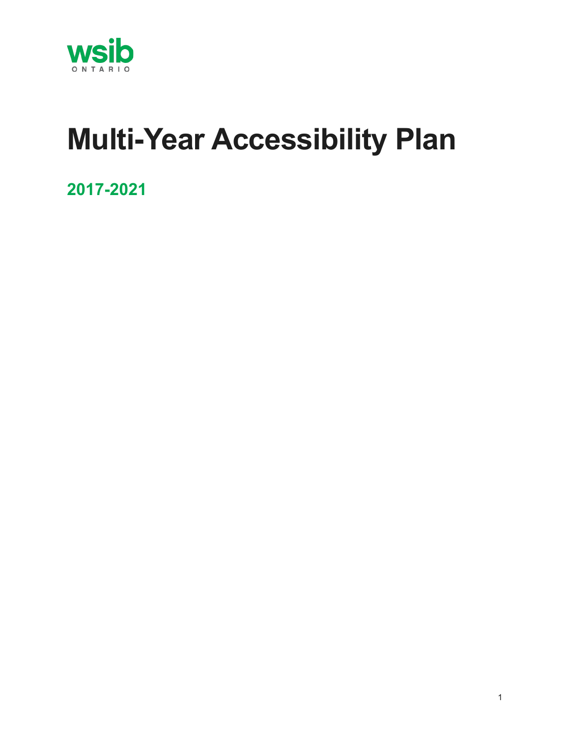wsib
ONTARIO

# Multi-Year Accessibility Plan

## 2017-2021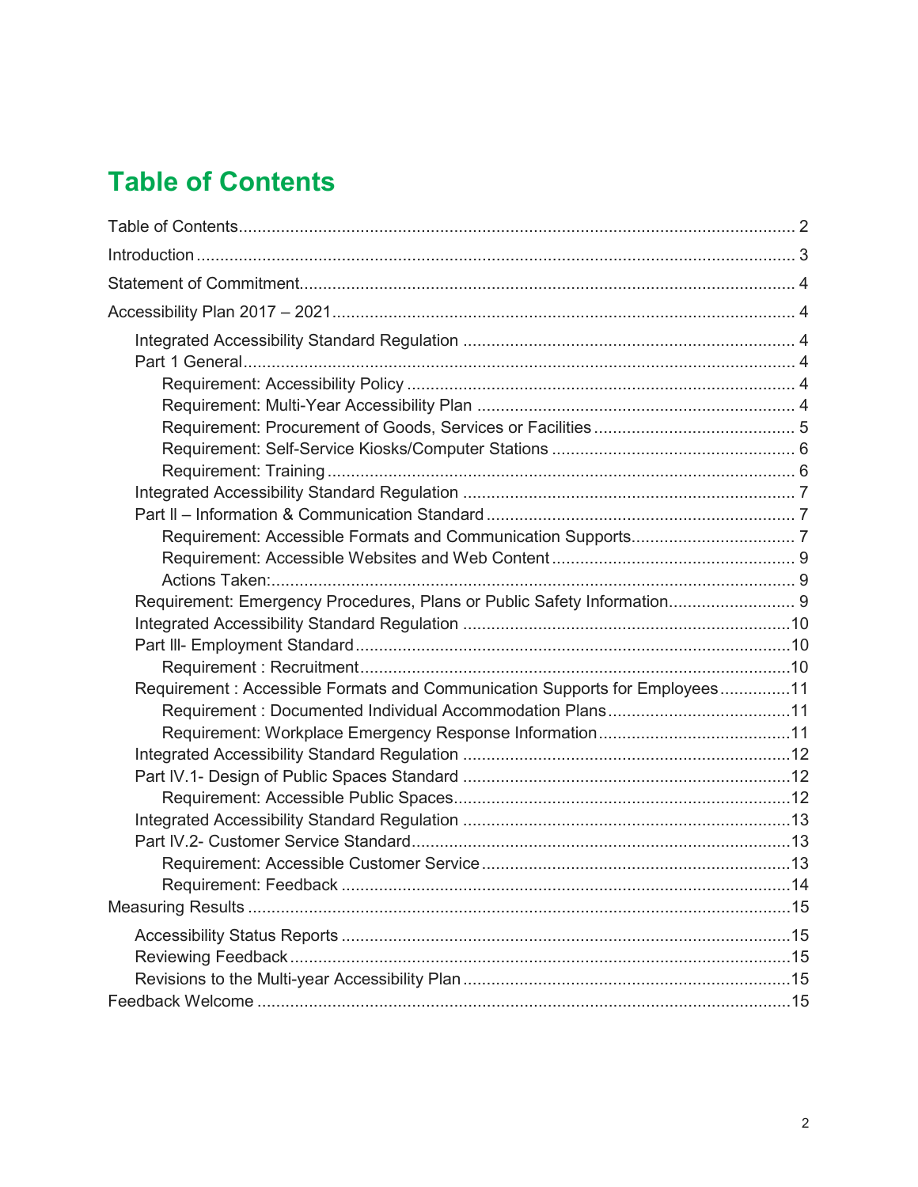# Table of Contents

- Table of Contents .......... 2
- Introduction .......... 3
- Statement of Commitment .......... 4
- Accessibility Plan 2017 – 2021 .......... 4
  - Integrated Accessibility Standard Regulation .......... 4
  - Part 1 General .......... 4
    - Requirement: Accessibility Policy .......... 4
    - Requirement: Multi-Year Accessibility Plan .......... 4
    - Requirement: Procurement of Goods, Services or Facilities .......... 5
    - Requirement: Self-Service Kiosks/Computer Stations .......... 6
    - Requirement: Training .......... 6
  - Integrated Accessibility Standard Regulation .......... 7
  - Part ll – Information & Communication Standard .......... 7
    - Requirement: Accessible Formats and Communication Supports .......... 7
    - Requirement: Accessible Websites and Web Content .......... 9
    - Actions Taken: .......... 9
  - Requirement: Emergency Procedures, Plans or Public Safety Information .......... 9
  - Integrated Accessibility Standard Regulation .......... 10
  - Part lll- Employment Standard .......... 10
    - Requirement : Recruitment .......... 10
  - Requirement : Accessible Formats and Communication Supports for Employees .......... 11
    - Requirement : Documented Individual Accommodation Plans .......... 11
    - Requirement: Workplace Emergency Response Information .......... 11
  - Integrated Accessibility Standard Regulation .......... 12
  - Part lV.1- Design of Public Spaces Standard .......... 12
    - Requirement: Accessible Public Spaces .......... 12
  - Integrated Accessibility Standard Regulation .......... 13
  - Part lV.2- Customer Service Standard .......... 13
    - Requirement: Accessible Customer Service .......... 13
    - Requirement: Feedback .......... 14
- Measuring Results .......... 15
  - Accessibility Status Reports .......... 15
  - Reviewing Feedback .......... 15
  - Revisions to the Multi-year Accessibility Plan .......... 15
- Feedback Welcome .......... 15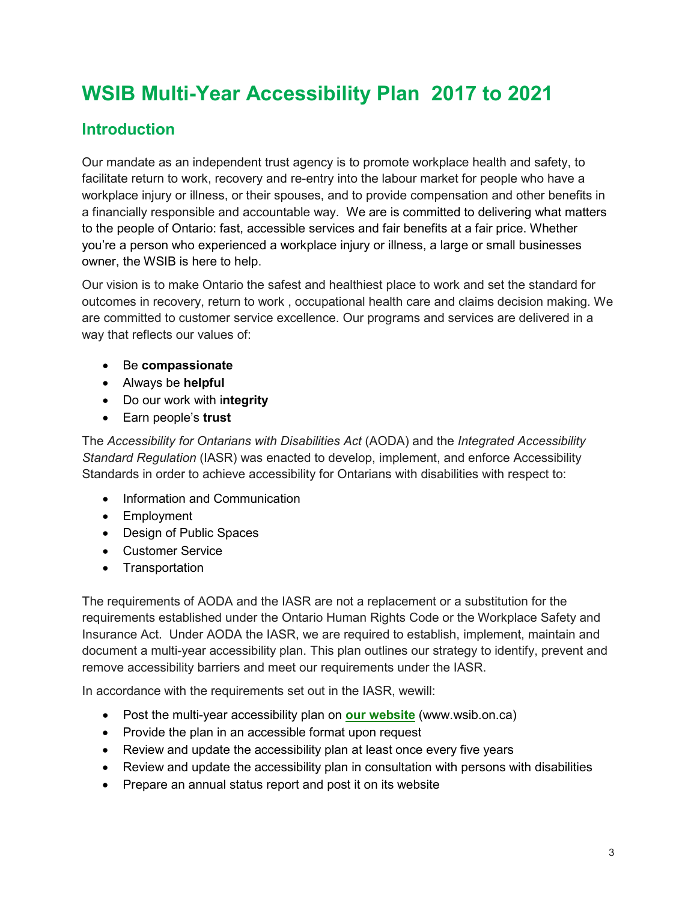# WSIB Multi-Year Accessibility Plan 2017 to 2021

## Introduction

Our mandate as an independent trust agency is to promote workplace health and safety, to facilitate return to work, recovery and re-entry into the labour market for people who have a workplace injury or illness, or their spouses, and to provide compensation and other benefits in a financially responsible and accountable way. We are is committed to delivering what matters to the people of Ontario: fast, accessible services and fair benefits at a fair price. Whether you're a person who experienced a workplace injury or illness, a large or small businesses owner, the WSIB is here to help.

Our vision is to make Ontario the safest and healthiest place to work and set the standard for outcomes in recovery, return to work , occupational health care and claims decision making. We are committed to customer service excellence. Our programs and services are delivered in a way that reflects our values of:

- Be **compassionate**
- Always be **helpful**
- Do our work with i**ntegrity**
- Earn people's **trust**

The *Accessibility for Ontarians with Disabilities Act* (AODA) and the *Integrated Accessibility Standard Regulation* (IASR) was enacted to develop, implement, and enforce Accessibility Standards in order to achieve accessibility for Ontarians with disabilities with respect to:

- Information and Communication
- Employment
- Design of Public Spaces
- Customer Service
- Transportation

The requirements of AODA and the IASR are not a replacement or a substitution for the requirements established under the Ontario Human Rights Code or the Workplace Safety and Insurance Act. Under AODA the IASR, we are required to establish, implement, maintain and document a multi-year accessibility plan. This plan outlines our strategy to identify, prevent and remove accessibility barriers and meet our requirements under the IASR.

In accordance with the requirements set out in the IASR, wewill:

- Post the multi-year accessibility plan on **our website** (www.wsib.on.ca)
- Provide the plan in an accessible format upon request
- Review and update the accessibility plan at least once every five years
- Review and update the accessibility plan in consultation with persons with disabilities
- Prepare an annual status report and post it on its website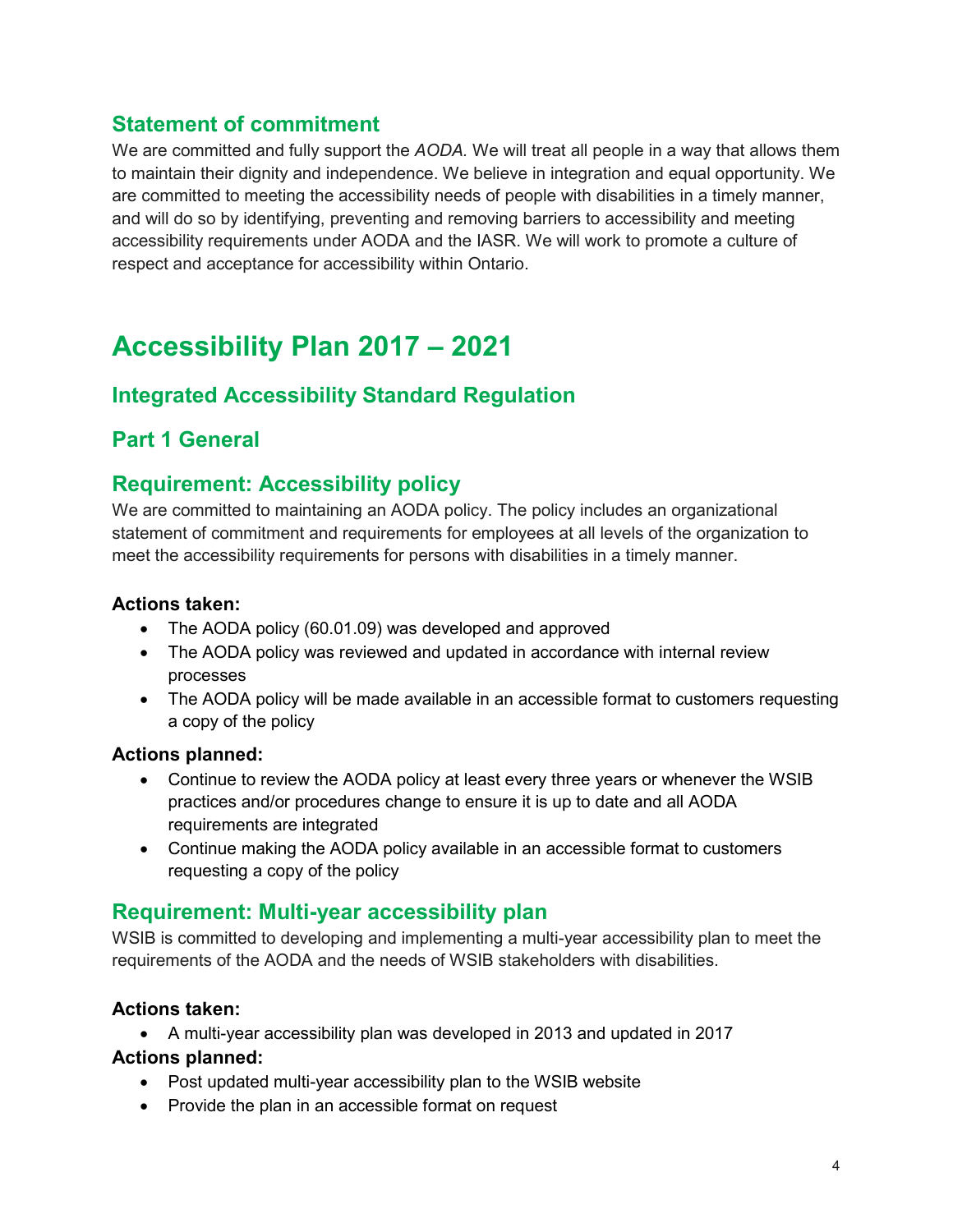## Statement of commitment

We are committed and fully support the *AODA.* We will treat all people in a way that allows them to maintain their dignity and independence. We believe in integration and equal opportunity. We are committed to meeting the accessibility needs of people with disabilities in a timely manner, and will do so by identifying, preventing and removing barriers to accessibility and meeting accessibility requirements under AODA and the IASR. We will work to promote a culture of respect and acceptance for accessibility within Ontario.

# Accessibility Plan 2017 – 2021

## Integrated Accessibility Standard Regulation

## Part 1 General

## Requirement: Accessibility policy

We are committed to maintaining an AODA policy. The policy includes an organizational statement of commitment and requirements for employees at all levels of the organization to meet the accessibility requirements for persons with disabilities in a timely manner.

**Actions taken:**

- The AODA policy (60.01.09) was developed and approved
- The AODA policy was reviewed and updated in accordance with internal review processes
- The AODA policy will be made available in an accessible format to customers requesting a copy of the policy

**Actions planned:**

- Continue to review the AODA policy at least every three years or whenever the WSIB practices and/or procedures change to ensure it is up to date and all AODA requirements are integrated
- Continue making the AODA policy available in an accessible format to customers requesting a copy of the policy

## Requirement: Multi-year accessibility plan

WSIB is committed to developing and implementing a multi-year accessibility plan to meet the requirements of the AODA and the needs of WSIB stakeholders with disabilities.

**Actions taken:**

- A multi-year accessibility plan was developed in 2013 and updated in 2017

**Actions planned:**

- Post updated multi-year accessibility plan to the WSIB website
- Provide the plan in an accessible format on request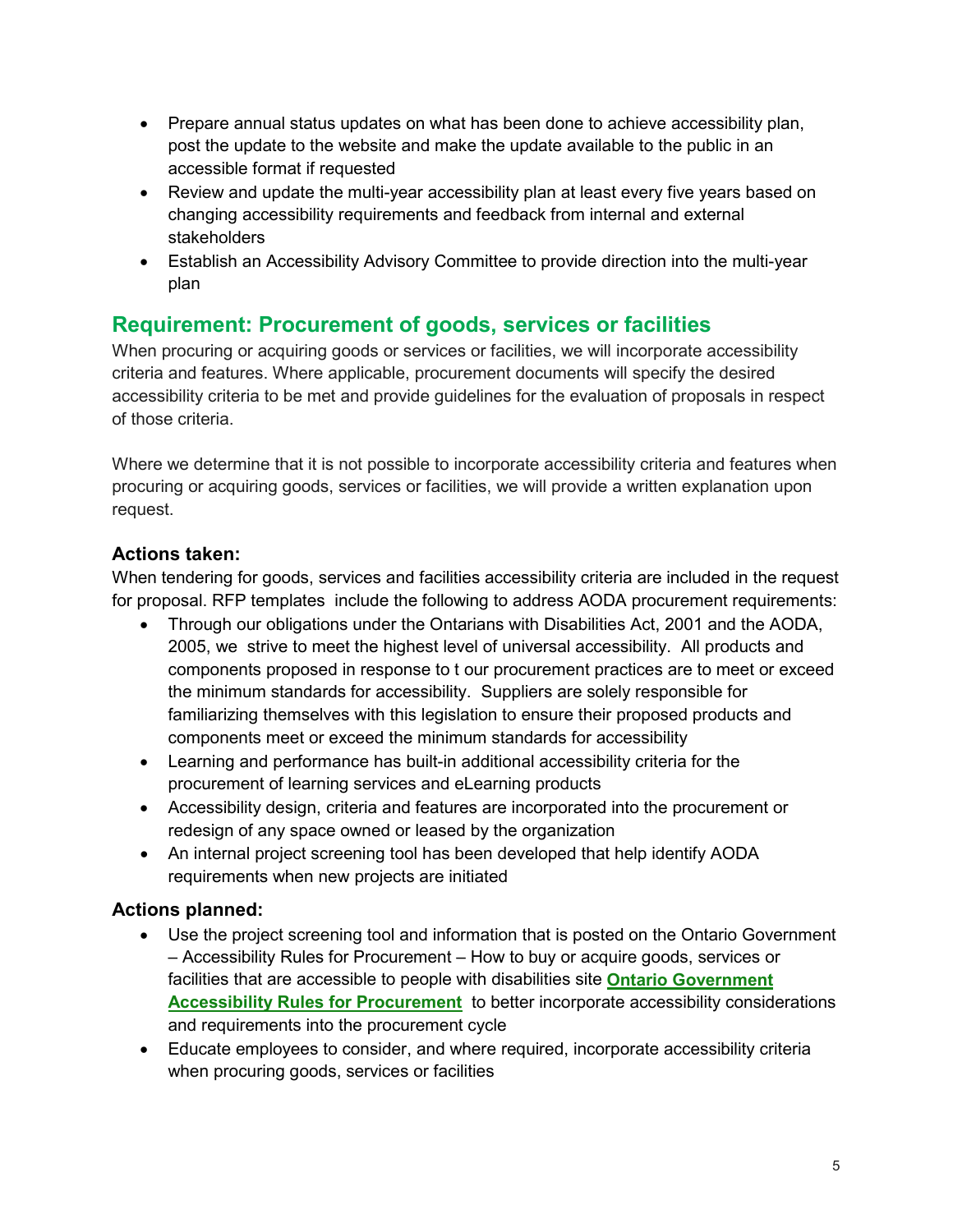- Prepare annual status updates on what has been done to achieve accessibility plan, post the update to the website and make the update available to the public in an accessible format if requested
- Review and update the multi-year accessibility plan at least every five years based on changing accessibility requirements and feedback from internal and external stakeholders
- Establish an Accessibility Advisory Committee to provide direction into the multi-year plan

## Requirement: Procurement of goods, services or facilities

When procuring or acquiring goods or services or facilities, we will incorporate accessibility criteria and features. Where applicable, procurement documents will specify the desired accessibility criteria to be met and provide guidelines for the evaluation of proposals in respect of those criteria.

Where we determine that it is not possible to incorporate accessibility criteria and features when procuring or acquiring goods, services or facilities, we will provide a written explanation upon request.

### Actions taken:

When tendering for goods, services and facilities accessibility criteria are included in the request for proposal. RFP templates include the following to address AODA procurement requirements:

- Through our obligations under the Ontarians with Disabilities Act, 2001 and the AODA, 2005, we strive to meet the highest level of universal accessibility. All products and components proposed in response to t our procurement practices are to meet or exceed the minimum standards for accessibility. Suppliers are solely responsible for familiarizing themselves with this legislation to ensure their proposed products and components meet or exceed the minimum standards for accessibility
- Learning and performance has built-in additional accessibility criteria for the procurement of learning services and eLearning products
- Accessibility design, criteria and features are incorporated into the procurement or redesign of any space owned or leased by the organization
- An internal project screening tool has been developed that help identify AODA requirements when new projects are initiated

### Actions planned:

- Use the project screening tool and information that is posted on the Ontario Government – Accessibility Rules for Procurement – How to buy or acquire goods, services or facilities that are accessible to people with disabilities site **Ontario Government Accessibility Rules for Procurement** to better incorporate accessibility considerations and requirements into the procurement cycle
- Educate employees to consider, and where required, incorporate accessibility criteria when procuring goods, services or facilities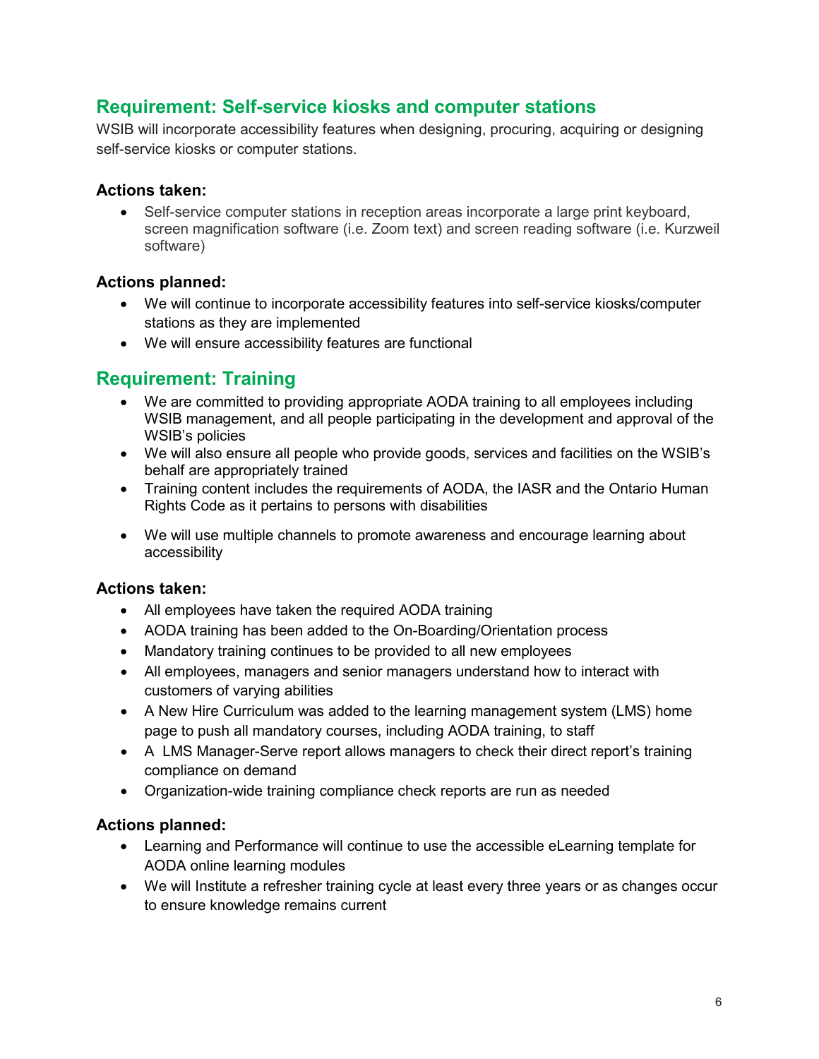## Requirement: Self-service kiosks and computer stations

WSIB will incorporate accessibility features when designing, procuring, acquiring or designing self-service kiosks or computer stations.

### Actions taken:

- Self-service computer stations in reception areas incorporate a large print keyboard, screen magnification software (i.e. Zoom text) and screen reading software (i.e. Kurzweil software)

### Actions planned:

- We will continue to incorporate accessibility features into self-service kiosks/computer stations as they are implemented
- We will ensure accessibility features are functional

## Requirement: Training

- We are committed to providing appropriate AODA training to all employees including WSIB management, and all people participating in the development and approval of the WSIB's policies
- We will also ensure all people who provide goods, services and facilities on the WSIB's behalf are appropriately trained
- Training content includes the requirements of AODA, the IASR and the Ontario Human Rights Code as it pertains to persons with disabilities
- We will use multiple channels to promote awareness and encourage learning about accessibility

### Actions taken:

- All employees have taken the required AODA training
- AODA training has been added to the On-Boarding/Orientation process
- Mandatory training continues to be provided to all new employees
- All employees, managers and senior managers understand how to interact with customers of varying abilities
- A New Hire Curriculum was added to the learning management system (LMS) home page to push all mandatory courses, including AODA training, to staff
- A LMS Manager-Serve report allows managers to check their direct report's training compliance on demand
- Organization-wide training compliance check reports are run as needed

### Actions planned:

- Learning and Performance will continue to use the accessible eLearning template for AODA online learning modules
- We will Institute a refresher training cycle at least every three years or as changes occur to ensure knowledge remains current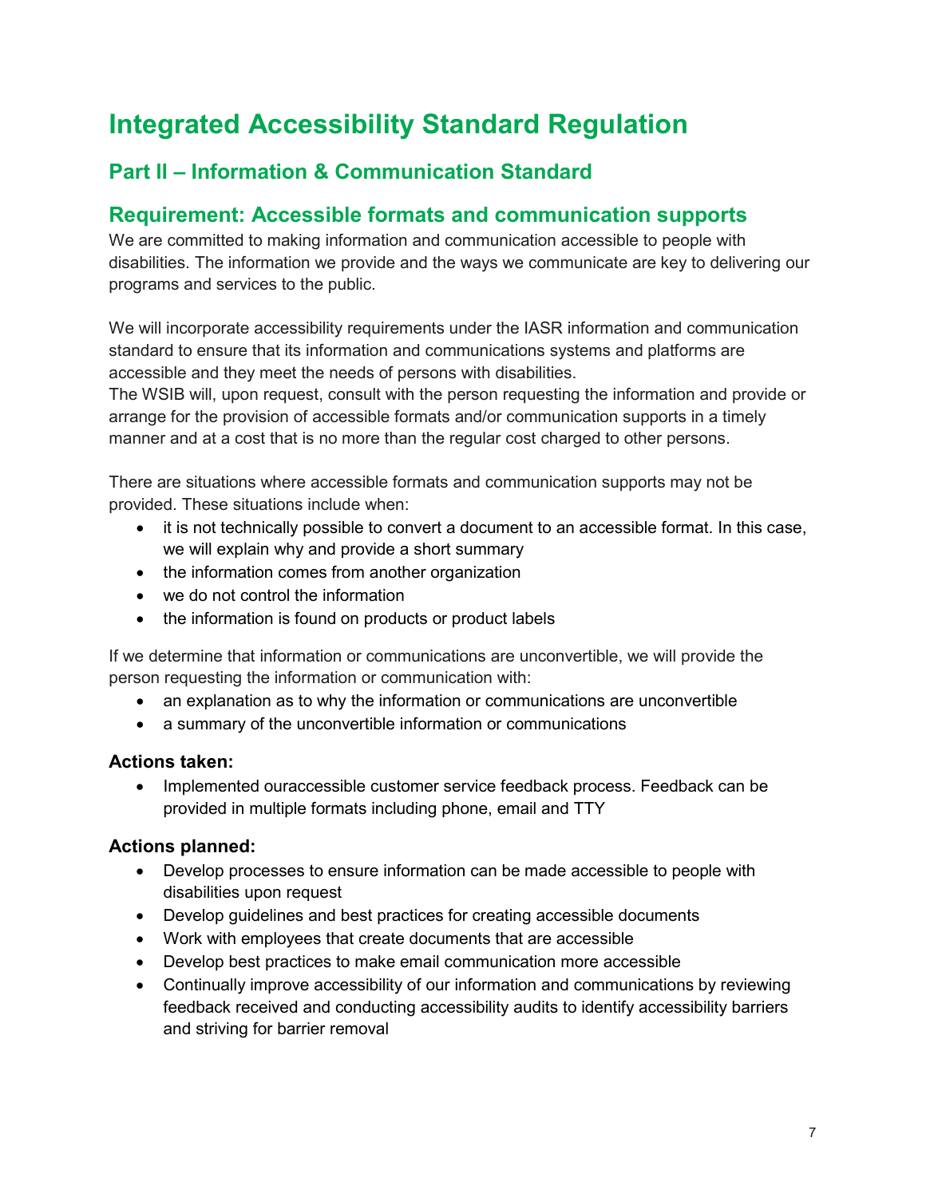# Integrated Accessibility Standard Regulation

## Part II – Information & Communication Standard

## Requirement: Accessible formats and communication supports

We are committed to making information and communication accessible to people with disabilities. The information we provide and the ways we communicate are key to delivering our programs and services to the public.

We will incorporate accessibility requirements under the IASR information and communication standard to ensure that its information and communications systems and platforms are accessible and they meet the needs of persons with disabilities.
The WSIB will, upon request, consult with the person requesting the information and provide or arrange for the provision of accessible formats and/or communication supports in a timely manner and at a cost that is no more than the regular cost charged to other persons.

There are situations where accessible formats and communication supports may not be provided. These situations include when:

- it is not technically possible to convert a document to an accessible format. In this case, we will explain why and provide a short summary
- the information comes from another organization
- we do not control the information
- the information is found on products or product labels

If we determine that information or communications are unconvertible, we will provide the person requesting the information or communication with:

- an explanation as to why the information or communications are unconvertible
- a summary of the unconvertible information or communications

### Actions taken:

- Implemented ouraccessible customer service feedback process. Feedback can be provided in multiple formats including phone, email and TTY

### Actions planned:

- Develop processes to ensure information can be made accessible to people with disabilities upon request
- Develop guidelines and best practices for creating accessible documents
- Work with employees that create documents that are accessible
- Develop best practices to make email communication more accessible
- Continually improve accessibility of our information and communications by reviewing feedback received and conducting accessibility audits to identify accessibility barriers and striving for barrier removal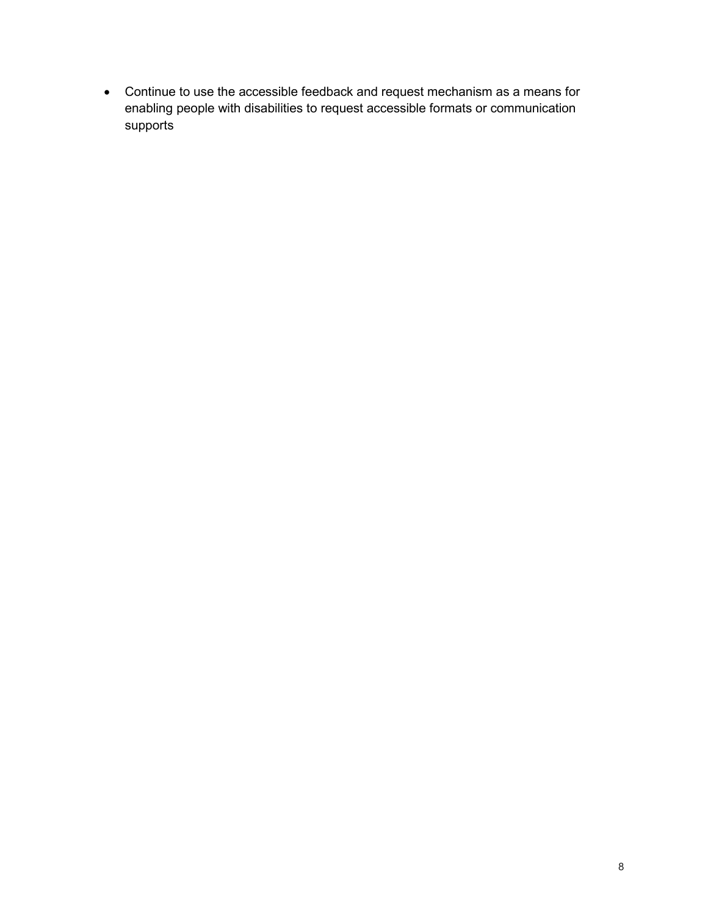- Continue to use the accessible feedback and request mechanism as a means for enabling people with disabilities to request accessible formats or communication supports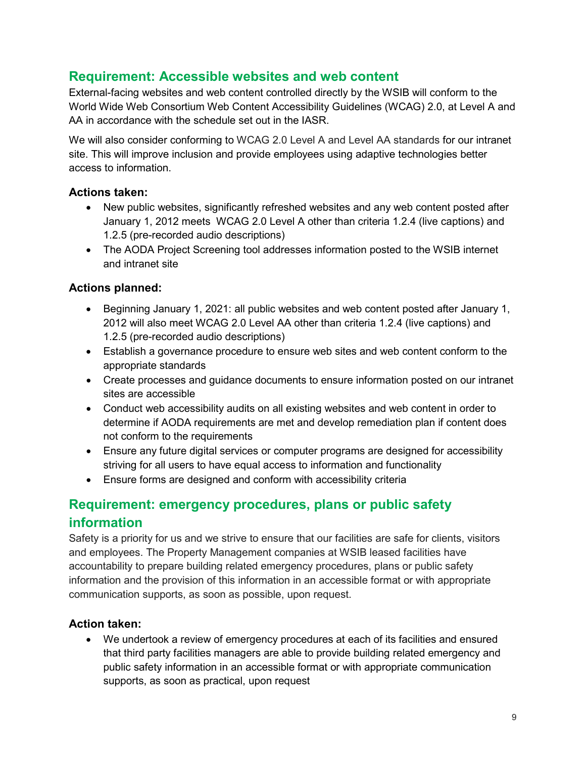## Requirement: Accessible websites and web content

External-facing websites and web content controlled directly by the WSIB will conform to the World Wide Web Consortium Web Content Accessibility Guidelines (WCAG) 2.0, at Level A and AA in accordance with the schedule set out in the IASR.

We will also consider conforming to WCAG 2.0 Level A and Level AA standards for our intranet site. This will improve inclusion and provide employees using adaptive technologies better access to information.

### Actions taken:

- New public websites, significantly refreshed websites and any web content posted after January 1, 2012 meets WCAG 2.0 Level A other than criteria 1.2.4 (live captions) and 1.2.5 (pre-recorded audio descriptions)
- The AODA Project Screening tool addresses information posted to the WSIB internet and intranet site

### Actions planned:

- Beginning January 1, 2021: all public websites and web content posted after January 1, 2012 will also meet WCAG 2.0 Level AA other than criteria 1.2.4 (live captions) and 1.2.5 (pre-recorded audio descriptions)
- Establish a governance procedure to ensure web sites and web content conform to the appropriate standards
- Create processes and guidance documents to ensure information posted on our intranet sites are accessible
- Conduct web accessibility audits on all existing websites and web content in order to determine if AODA requirements are met and develop remediation plan if content does not conform to the requirements
- Ensure any future digital services or computer programs are designed for accessibility striving for all users to have equal access to information and functionality
- Ensure forms are designed and conform with accessibility criteria

## Requirement: emergency procedures, plans or public safety information

Safety is a priority for us and we strive to ensure that our facilities are safe for clients, visitors and employees. The Property Management companies at WSIB leased facilities have accountability to prepare building related emergency procedures, plans or public safety information and the provision of this information in an accessible format or with appropriate communication supports, as soon as possible, upon request.

### Action taken:

- We undertook a review of emergency procedures at each of its facilities and ensured that third party facilities managers are able to provide building related emergency and public safety information in an accessible format or with appropriate communication supports, as soon as practical, upon request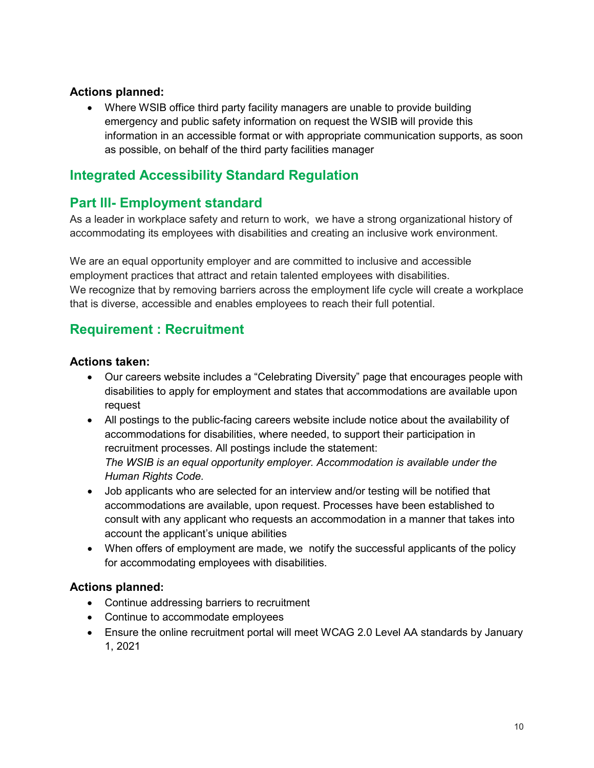**Actions planned:**

- Where WSIB office third party facility managers are unable to provide building emergency and public safety information on request the WSIB will provide this information in an accessible format or with appropriate communication supports, as soon as possible, on behalf of the third party facilities manager

## Integrated Accessibility Standard Regulation

## Part III- Employment standard

As a leader in workplace safety and return to work, we have a strong organizational history of accommodating its employees with disabilities and creating an inclusive work environment.

We are an equal opportunity employer and are committed to inclusive and accessible employment practices that attract and retain talented employees with disabilities. We recognize that by removing barriers across the employment life cycle will create a workplace that is diverse, accessible and enables employees to reach their full potential.

## Requirement : Recruitment

**Actions taken:**

- Our careers website includes a “Celebrating Diversity” page that encourages people with disabilities to apply for employment and states that accommodations are available upon request
- All postings to the public-facing careers website include notice about the availability of accommodations for disabilities, where needed, to support their participation in recruitment processes. All postings include the statement: *The WSIB is an equal opportunity employer. Accommodation is available under the Human Rights Code.*
- Job applicants who are selected for an interview and/or testing will be notified that accommodations are available, upon request. Processes have been established to consult with any applicant who requests an accommodation in a manner that takes into account the applicant’s unique abilities
- When offers of employment are made, we notify the successful applicants of the policy for accommodating employees with disabilities.

**Actions planned:**

- Continue addressing barriers to recruitment
- Continue to accommodate employees
- Ensure the online recruitment portal will meet WCAG 2.0 Level AA standards by January 1, 2021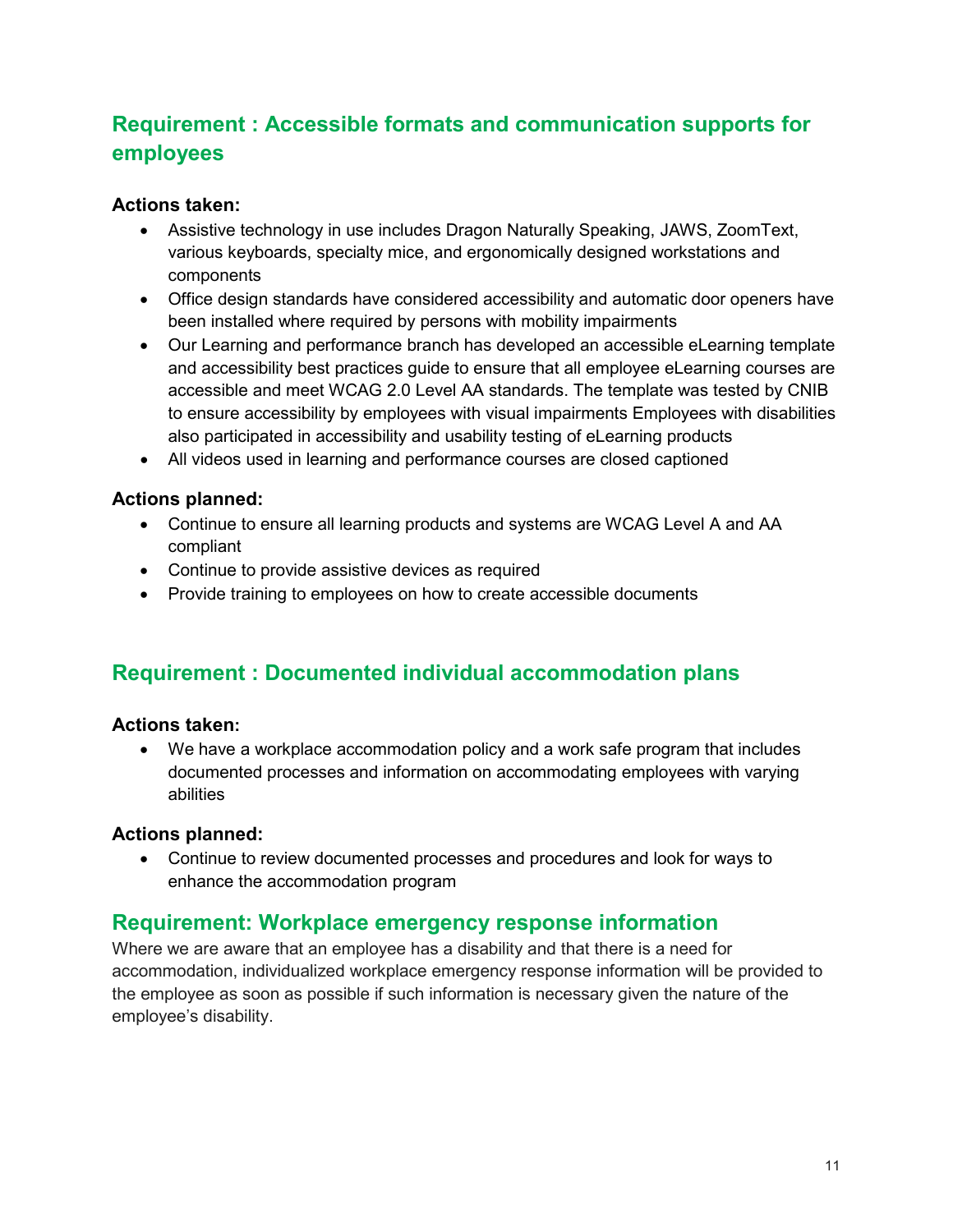## Requirement : Accessible formats and communication supports for employees

**Actions taken:**

- Assistive technology in use includes Dragon Naturally Speaking, JAWS, ZoomText, various keyboards, specialty mice, and ergonomically designed workstations and components
- Office design standards have considered accessibility and automatic door openers have been installed where required by persons with mobility impairments
- Our Learning and performance branch has developed an accessible eLearning template and accessibility best practices guide to ensure that all employee eLearning courses are accessible and meet WCAG 2.0 Level AA standards. The template was tested by CNIB to ensure accessibility by employees with visual impairments Employees with disabilities also participated in accessibility and usability testing of eLearning products
- All videos used in learning and performance courses are closed captioned

**Actions planned:**

- Continue to ensure all learning products and systems are WCAG Level A and AA compliant
- Continue to provide assistive devices as required
- Provide training to employees on how to create accessible documents

## Requirement : Documented individual accommodation plans

**Actions taken:**

- We have a workplace accommodation policy and a work safe program that includes documented processes and information on accommodating employees with varying abilities

**Actions planned:**

- Continue to review documented processes and procedures and look for ways to enhance the accommodation program

## Requirement: Workplace emergency response information

Where we are aware that an employee has a disability and that there is a need for accommodation, individualized workplace emergency response information will be provided to the employee as soon as possible if such information is necessary given the nature of the employee's disability.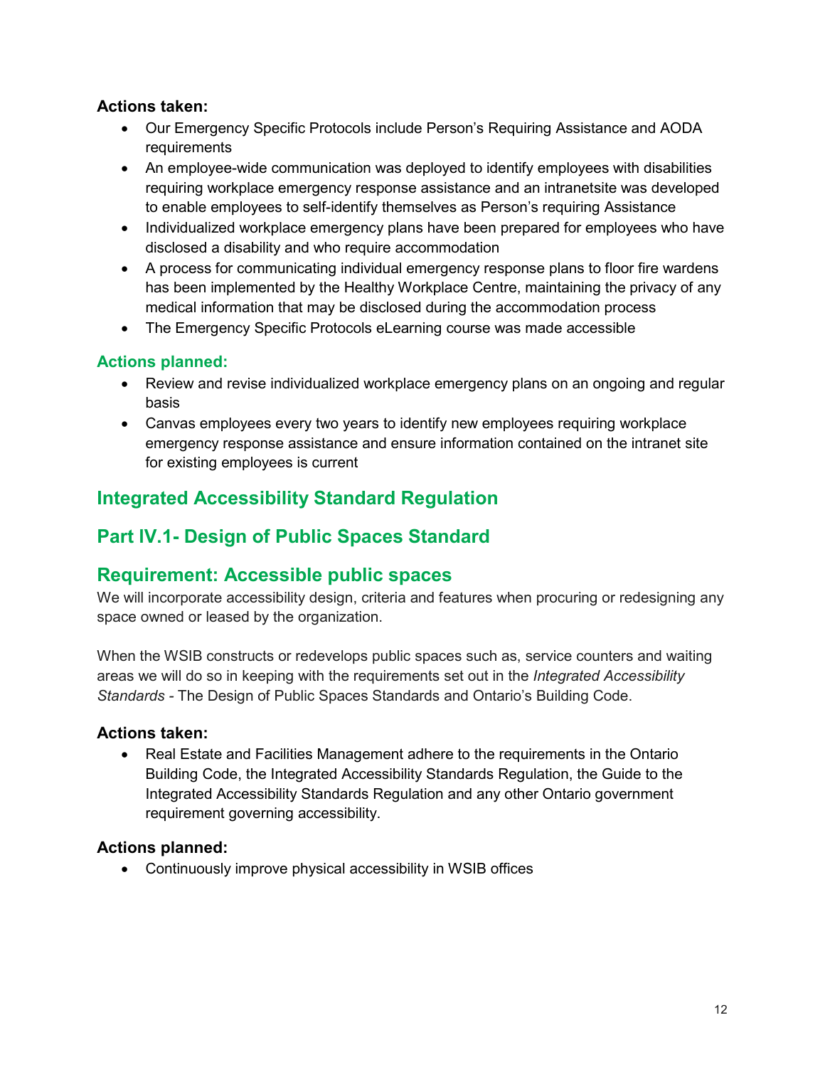**Actions taken:**

- Our Emergency Specific Protocols include Person's Requiring Assistance and AODA requirements
- An employee-wide communication was deployed to identify employees with disabilities requiring workplace emergency response assistance and an intranetsite was developed to enable employees to self-identify themselves as Person's requiring Assistance
- Individualized workplace emergency plans have been prepared for employees who have disclosed a disability and who require accommodation
- A process for communicating individual emergency response plans to floor fire wardens has been implemented by the Healthy Workplace Centre, maintaining the privacy of any medical information that may be disclosed during the accommodation process
- The Emergency Specific Protocols eLearning course was made accessible

### Actions planned:

- Review and revise individualized workplace emergency plans on an ongoing and regular basis
- Canvas employees every two years to identify new employees requiring workplace emergency response assistance and ensure information contained on the intranet site for existing employees is current

## Integrated Accessibility Standard Regulation

## Part IV.1- Design of Public Spaces Standard

## Requirement: Accessible public spaces

We will incorporate accessibility design, criteria and features when procuring or redesigning any space owned or leased by the organization.

When the WSIB constructs or redevelops public spaces such as, service counters and waiting areas we will do so in keeping with the requirements set out in the *Integrated Accessibility Standards* - The Design of Public Spaces Standards and Ontario's Building Code.

**Actions taken:**

- Real Estate and Facilities Management adhere to the requirements in the Ontario Building Code, the Integrated Accessibility Standards Regulation, the Guide to the Integrated Accessibility Standards Regulation and any other Ontario government requirement governing accessibility.

**Actions planned:**

- Continuously improve physical accessibility in WSIB offices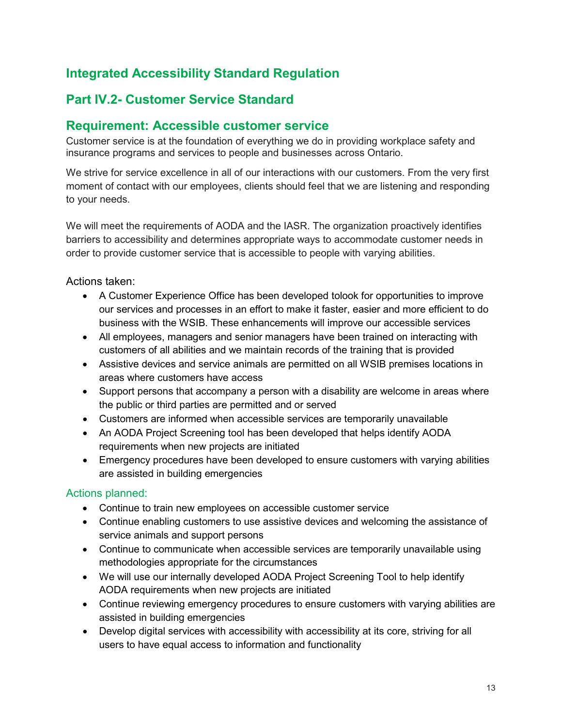## Integrated Accessibility Standard Regulation

## Part IV.2- Customer Service Standard

## Requirement: Accessible customer service

Customer service is at the foundation of everything we do in providing workplace safety and insurance programs and services to people and businesses across Ontario.

We strive for service excellence in all of our interactions with our customers. From the very first moment of contact with our employees, clients should feel that we are listening and responding to your needs.

We will meet the requirements of AODA and the IASR. The organization proactively identifies barriers to accessibility and determines appropriate ways to accommodate customer needs in order to provide customer service that is accessible to people with varying abilities.

Actions taken:

- A Customer Experience Office has been developed tolook for opportunities to improve our services and processes in an effort to make it faster, easier and more efficient to do business with the WSIB. These enhancements will improve our accessible services
- All employees, managers and senior managers have been trained on interacting with customers of all abilities and we maintain records of the training that is provided
- Assistive devices and service animals are permitted on all WSIB premises locations in areas where customers have access
- Support persons that accompany a person with a disability are welcome in areas where the public or third parties are permitted and or served
- Customers are informed when accessible services are temporarily unavailable
- An AODA Project Screening tool has been developed that helps identify AODA requirements when new projects are initiated
- Emergency procedures have been developed to ensure customers with varying abilities are assisted in building emergencies

### Actions planned:

- Continue to train new employees on accessible customer service
- Continue enabling customers to use assistive devices and welcoming the assistance of service animals and support persons
- Continue to communicate when accessible services are temporarily unavailable using methodologies appropriate for the circumstances
- We will use our internally developed AODA Project Screening Tool to help identify AODA requirements when new projects are initiated
- Continue reviewing emergency procedures to ensure customers with varying abilities are assisted in building emergencies
- Develop digital services with accessibility with accessibility at its core, striving for all users to have equal access to information and functionality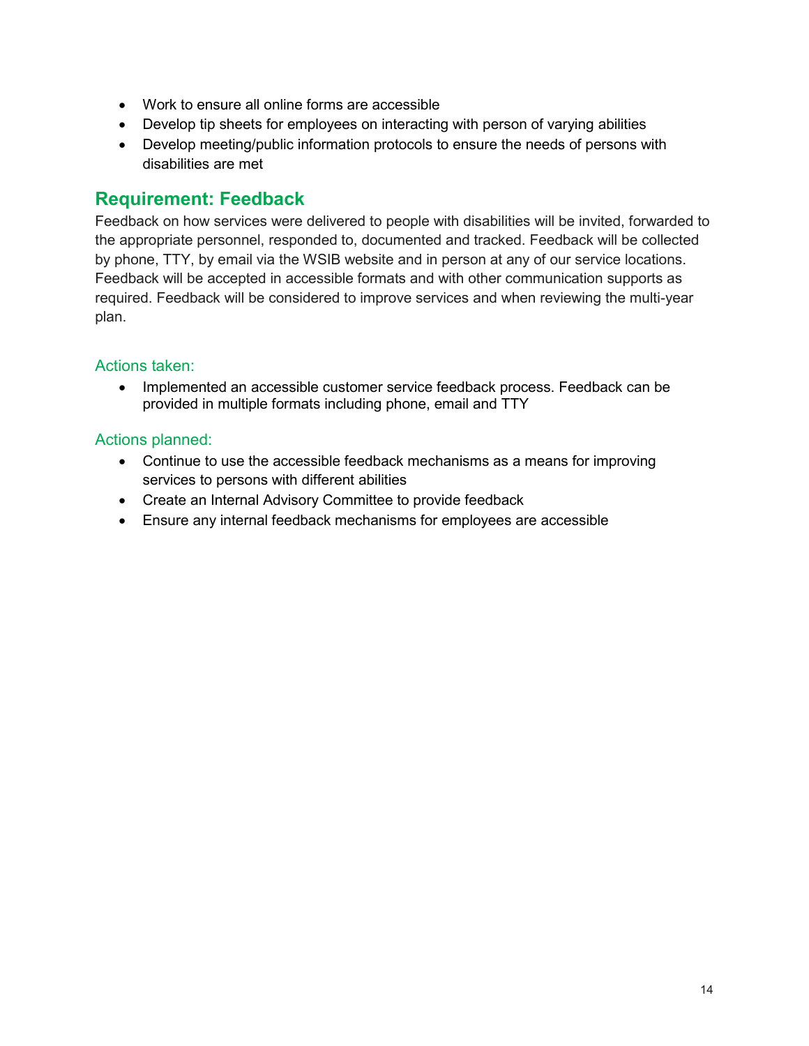- Work to ensure all online forms are accessible
- Develop tip sheets for employees on interacting with person of varying abilities
- Develop meeting/public information protocols to ensure the needs of persons with disabilities are met

## Requirement: Feedback

Feedback on how services were delivered to people with disabilities will be invited, forwarded to the appropriate personnel, responded to, documented and tracked. Feedback will be collected by phone, TTY, by email via the WSIB website and in person at any of our service locations. Feedback will be accepted in accessible formats and with other communication supports as required. Feedback will be considered to improve services and when reviewing the multi-year plan.

### Actions taken:

- Implemented an accessible customer service feedback process. Feedback can be provided in multiple formats including phone, email and TTY

### Actions planned:

- Continue to use the accessible feedback mechanisms as a means for improving services to persons with different abilities
- Create an Internal Advisory Committee to provide feedback
- Ensure any internal feedback mechanisms for employees are accessible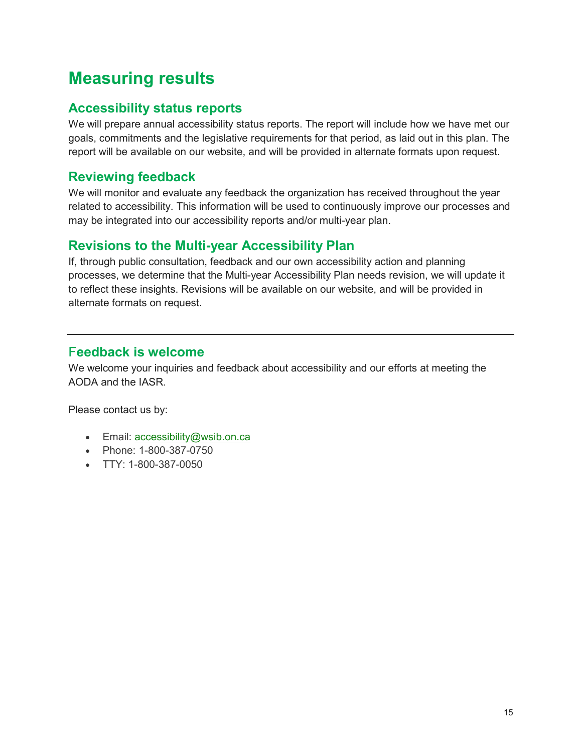# Measuring results

## Accessibility status reports

We will prepare annual accessibility status reports. The report will include how we have met our goals, commitments and the legislative requirements for that period, as laid out in this plan. The report will be available on our website, and will be provided in alternate formats upon request.

## Reviewing feedback

We will monitor and evaluate any feedback the organization has received throughout the year related to accessibility. This information will be used to continuously improve our processes and may be integrated into our accessibility reports and/or multi-year plan.

## Revisions to the Multi-year Accessibility Plan

If, through public consultation, feedback and our own accessibility action and planning processes, we determine that the Multi-year Accessibility Plan needs revision, we will update it to reflect these insights. Revisions will be available on our website, and will be provided in alternate formats on request.

---

## Feedback is welcome

We welcome your inquiries and feedback about accessibility and our efforts at meeting the AODA and the IASR.

Please contact us by:

- Email: accessibility@wsib.on.ca
- Phone: 1-800-387-0750
- TTY: 1-800-387-0050